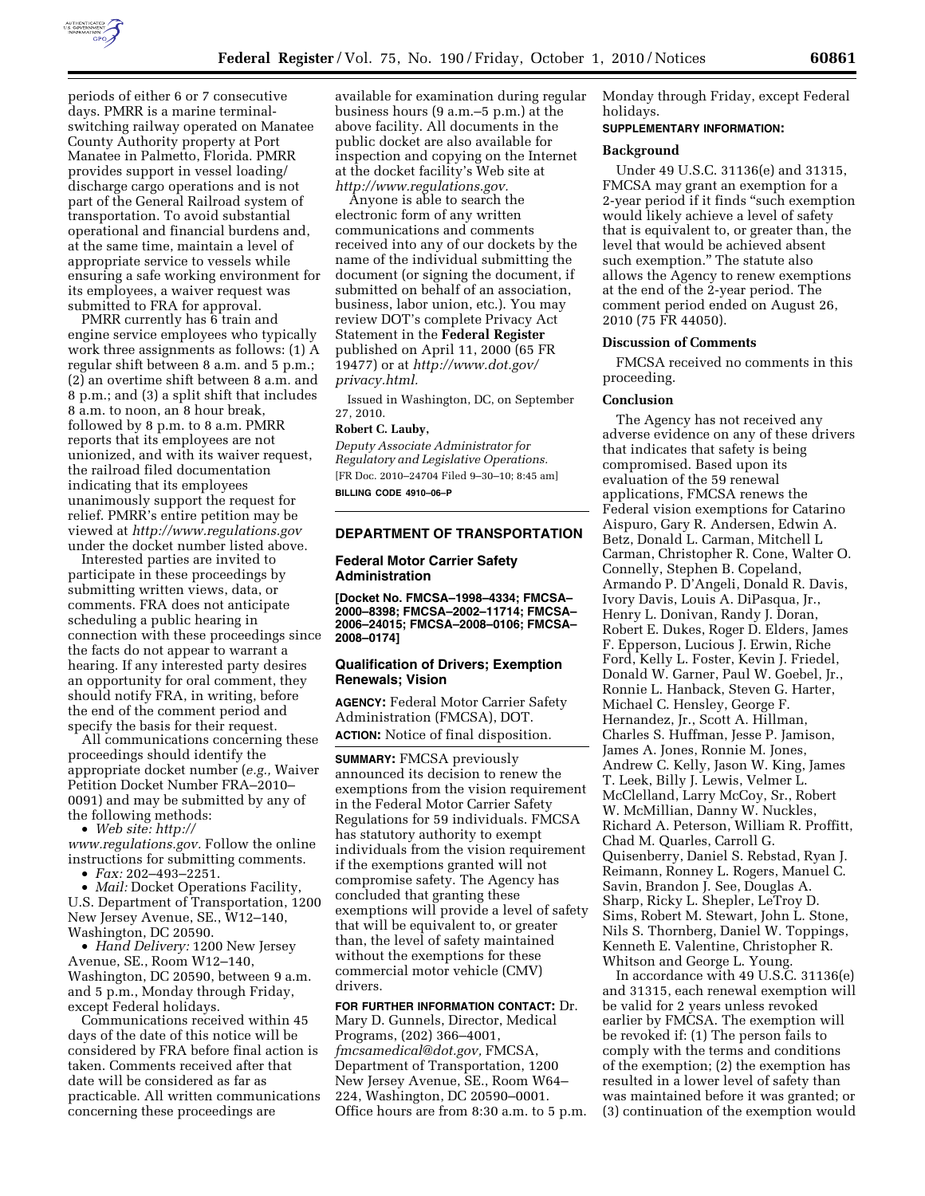periods of either 6 or 7 consecutive days. PMRR is a marine terminal-switching railway operated on Manatee County Authority property at Port Manatee in Palmetto, Florida. PMRR provides support in vessel loading/discharge cargo operations and is not part of the General Railroad system of transportation. To avoid substantial operational and financial burdens and, at the same time, maintain a level of appropriate service to vessels while ensuring a safe working environment for its employees, a waiver request was submitted to FRA for approval.

PMRR currently has 6 train and engine service employees who typically work three assignments as follows: (1) A regular shift between 8 a.m. and 5 p.m.; (2) an overtime shift between 8 a.m. and 8 p.m.; and (3) a split shift that includes 8 a.m. to noon, an 8 hour break, followed by 8 p.m. to 8 a.m. PMRR reports that its employees are not unionized, and with its waiver request, the railroad filed documentation indicating that its employees unanimously support the request for relief. PMRR's entire petition may be viewed at *http://www.regulations.gov* under the docket number listed above.

Interested parties are invited to participate in these proceedings by submitting written views, data, or comments. FRA does not anticipate scheduling a public hearing in connection with these proceedings since the facts do not appear to warrant a hearing. If any interested party desires an opportunity for oral comment, they should notify FRA, in writing, before the end of the comment period and specify the basis for their request.

All communications concerning these proceedings should identify the appropriate docket number (*e.g.,* Waiver Petition Docket Number FRA–2010–0091) and may be submitted by any of the following methods:

- *Web site: http://www.regulations.gov.* Follow the online instructions for submitting comments.
- *Fax:* 202–493–2251.
- *Mail:* Docket Operations Facility, U.S. Department of Transportation, 1200 New Jersey Avenue, SE., W12–140, Washington, DC 20590.
- *Hand Delivery:* 1200 New Jersey Avenue, SE., Room W12–140, Washington, DC 20590, between 9 a.m. and 5 p.m., Monday through Friday, except Federal holidays.

Communications received within 45 days of the date of this notice will be considered by FRA before final action is taken. Comments received after that date will be considered as far as practicable. All written communications concerning these proceedings are available for examination during regular business hours (9 a.m.–5 p.m.) at the above facility. All documents in the public docket are also available for inspection and copying on the Internet at the docket facility's Web site at *http://www.regulations.gov.*

Anyone is able to search the electronic form of any written communications and comments received into any of our dockets by the name of the individual submitting the document (or signing the document, if submitted on behalf of an association, business, labor union, etc.). You may review DOT's complete Privacy Act Statement in the **Federal Register** published on April 11, 2000 (65 FR 19477) or at *http://www.dot.gov/privacy.html.*

Issued in Washington, DC, on September 27, 2010.

**Robert C. Lauby,**

*Deputy Associate Administrator for Regulatory and Legislative Operations.*

[FR Doc. 2010–24704 Filed 9–30–10; 8:45 am]

**BILLING CODE 4910–06–P**

## DEPARTMENT OF TRANSPORTATION

### Federal Motor Carrier Safety Administration

**[Docket No. FMCSA–1998–4334; FMCSA–2000–8398; FMCSA–2002–11714; FMCSA–2006–24015; FMCSA–2008–0106; FMCSA–2008–0174]**

### Qualification of Drivers; Exemption Renewals; Vision

**AGENCY:** Federal Motor Carrier Safety Administration (FMCSA), DOT.

**ACTION:** Notice of final disposition.

**SUMMARY:** FMCSA previously announced its decision to renew the exemptions from the vision requirement in the Federal Motor Carrier Safety Regulations for 59 individuals. FMCSA has statutory authority to exempt individuals from the vision requirement if the exemptions granted will not compromise safety. The Agency has concluded that granting these exemptions will provide a level of safety that will be equivalent to, or greater than, the level of safety maintained without the exemptions for these commercial motor vehicle (CMV) drivers.

**FOR FURTHER INFORMATION CONTACT:** Dr. Mary D. Gunnels, Director, Medical Programs, (202) 366–4001, *fmcsamedical@dot.gov,* FMCSA, Department of Transportation, 1200 New Jersey Avenue, SE., Room W64–224, Washington, DC 20590–0001. Office hours are from 8:30 a.m. to 5 p.m. Monday through Friday, except Federal holidays.

**SUPPLEMENTARY INFORMATION:**

#### Background

Under 49 U.S.C. 31136(e) and 31315, FMCSA may grant an exemption for a 2-year period if it finds "such exemption would likely achieve a level of safety that is equivalent to, or greater than, the level that would be achieved absent such exemption." The statute also allows the Agency to renew exemptions at the end of the 2-year period. The comment period ended on August 26, 2010 (75 FR 44050).

#### Discussion of Comments

FMCSA received no comments in this proceeding.

#### Conclusion

The Agency has not received any adverse evidence on any of these drivers that indicates that safety is being compromised. Based upon its evaluation of the 59 renewal applications, FMCSA renews the Federal vision exemptions for Catarino Aispuro, Gary R. Andersen, Edwin A. Betz, Donald L. Carman, Mitchell L Carman, Christopher R. Cone, Walter O. Connelly, Stephen B. Copeland, Armando P. D'Angeli, Donald R. Davis, Ivory Davis, Louis A. DiPasqua, Jr., Henry L. Donivan, Randy J. Doran, Robert E. Dukes, Roger D. Elders, James F. Epperson, Lucious J. Erwin, Riche Ford, Kelly L. Foster, Kevin J. Friedel, Donald W. Garner, Paul W. Goebel, Jr., Ronnie L. Hanback, Steven G. Harter, Michael C. Hensley, George F. Hernandez, Jr., Scott A. Hillman, Charles S. Huffman, Jesse P. Jamison, James A. Jones, Ronnie M. Jones, Andrew C. Kelly, Jason W. King, James T. Leek, Billy J. Lewis, Velmer L. McClelland, Larry McCoy, Sr., Robert W. McMillian, Danny W. Nuckles, Richard A. Peterson, William R. Proffitt, Chad M. Quarles, Carroll G. Quisenberry, Daniel S. Rebstad, Ryan J. Reimann, Ronney L. Rogers, Manuel C. Savin, Brandon J. See, Douglas A. Sharp, Ricky L. Shepler, LeTroy D. Sims, Robert M. Stewart, John L. Stone, Nils S. Thornberg, Daniel W. Toppings, Kenneth E. Valentine, Christopher R. Whitson and George L. Young.

In accordance with 49 U.S.C. 31136(e) and 31315, each renewal exemption will be valid for 2 years unless revoked earlier by FMCSA. The exemption will be revoked if: (1) The person fails to comply with the terms and conditions of the exemption; (2) the exemption has resulted in a lower level of safety than was maintained before it was granted; or (3) continuation of the exemption would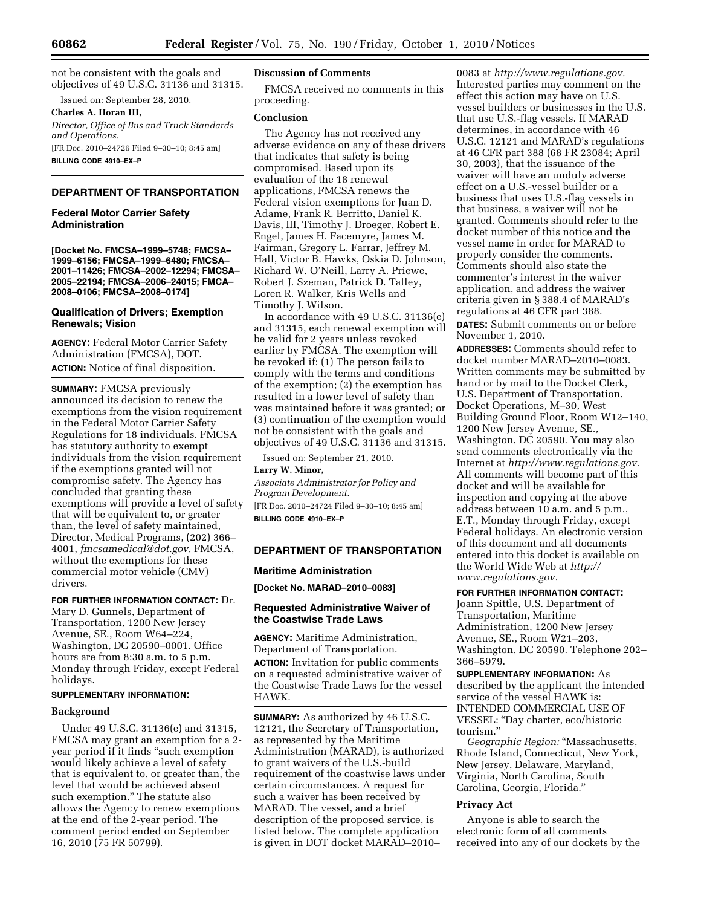not be consistent with the goals and objectives of 49 U.S.C. 31136 and 31315.

Issued on: September 28, 2010.

**Charles A. Horan III,**

*Director, Office of Bus and Truck Standards and Operations.*

[FR Doc. 2010–24726 Filed 9–30–10; 8:45 am]

**BILLING CODE 4910–EX–P**

---

## DEPARTMENT OF TRANSPORTATION

### Federal Motor Carrier Safety Administration

**[Docket No. FMCSA–1999–5748; FMCSA–1999–6156; FMCSA–1999–6480; FMCSA–2001–11426; FMCSA–2002–12294; FMCSA–2005–22194; FMCSA–2006–24015; FMCA–2008–0106; FMCSA–2008–0174]**

### Qualification of Drivers; Exemption Renewals; Vision

**AGENCY:** Federal Motor Carrier Safety Administration (FMCSA), DOT.

**ACTION:** Notice of final disposition.

**SUMMARY:** FMCSA previously announced its decision to renew the exemptions from the vision requirement in the Federal Motor Carrier Safety Regulations for 18 individuals. FMCSA has statutory authority to exempt individuals from the vision requirement if the exemptions granted will not compromise safety. The Agency has concluded that granting these exemptions will provide a level of safety that will be equivalent to, or greater than, the level of safety maintained, Director, Medical Programs, (202) 366–4001, *fmcsamedical@dot.gov,* FMCSA, without the exemptions for these commercial motor vehicle (CMV) drivers.

**FOR FURTHER INFORMATION CONTACT:** Dr. Mary D. Gunnels, Department of Transportation, 1200 New Jersey Avenue, SE., Room W64–224, Washington, DC 20590–0001. Office hours are from 8:30 a.m. to 5 p.m. Monday through Friday, except Federal holidays.

**SUPPLEMENTARY INFORMATION:**

#### Background

Under 49 U.S.C. 31136(e) and 31315, FMCSA may grant an exemption for a 2-year period if it finds "such exemption would likely achieve a level of safety that is equivalent to, or greater than, the level that would be achieved absent such exemption." The statute also allows the Agency to renew exemptions at the end of the 2-year period. The comment period ended on September 16, 2010 (75 FR 50799).

#### Discussion of Comments

FMCSA received no comments in this proceeding.

#### Conclusion

The Agency has not received any adverse evidence on any of these drivers that indicates that safety is being compromised. Based upon its evaluation of the 18 renewal applications, FMCSA renews the Federal vision exemptions for Juan D. Adame, Frank R. Berritto, Daniel K. Davis, III, Timothy J. Droeger, Robert E. Engel, James H. Facemyre, James M. Fairman, Gregory L. Farrar, Jeffrey M. Hall, Victor B. Hawks, Oskia D. Johnson, Richard W. O'Neill, Larry A. Priewe, Robert J. Szeman, Patrick D. Talley, Loren R. Walker, Kris Wells and Timothy J. Wilson.

In accordance with 49 U.S.C. 31136(e) and 31315, each renewal exemption will be valid for 2 years unless revoked earlier by FMCSA. The exemption will be revoked if: (1) The person fails to comply with the terms and conditions of the exemption; (2) the exemption has resulted in a lower level of safety than was maintained before it was granted; or (3) continuation of the exemption would not be consistent with the goals and objectives of 49 U.S.C. 31136 and 31315.

Issued on: September 21, 2010.

**Larry W. Minor,**

*Associate Administrator for Policy and Program Development.*

[FR Doc. 2010–24724 Filed 9–30–10; 8:45 am]

**BILLING CODE 4910–EX–P**

---

## DEPARTMENT OF TRANSPORTATION

### Maritime Administration

**[Docket No. MARAD–2010–0083]**

### Requested Administrative Waiver of the Coastwise Trade Laws

**AGENCY:** Maritime Administration, Department of Transportation.

**ACTION:** Invitation for public comments on a requested administrative waiver of the Coastwise Trade Laws for the vessel HAWK.

**SUMMARY:** As authorized by 46 U.S.C. 12121, the Secretary of Transportation, as represented by the Maritime Administration (MARAD), is authorized to grant waivers of the U.S.-build requirement of the coastwise laws under certain circumstances. A request for such a waiver has been received by MARAD. The vessel, and a brief description of the proposed service, is listed below. The complete application is given in DOT docket MARAD–2010–0083 at *http://www.regulations.gov.* Interested parties may comment on the effect this action may have on U.S. vessel builders or businesses in the U.S. that use U.S.-flag vessels. If MARAD determines, in accordance with 46 U.S.C. 12121 and MARAD's regulations at 46 CFR part 388 (68 FR 23084; April 30, 2003), that the issuance of the waiver will have an unduly adverse effect on a U.S.-vessel builder or a business that uses U.S.-flag vessels in that business, a waiver will not be granted. Comments should refer to the docket number of this notice and the vessel name in order for MARAD to properly consider the comments. Comments should also state the commenter's interest in the waiver application, and address the waiver criteria given in § 388.4 of MARAD's regulations at 46 CFR part 388.

**DATES:** Submit comments on or before November 1, 2010.

**ADDRESSES:** Comments should refer to docket number MARAD–2010–0083. Written comments may be submitted by hand or by mail to the Docket Clerk, U.S. Department of Transportation, Docket Operations, M–30, West Building Ground Floor, Room W12–140, 1200 New Jersey Avenue, SE., Washington, DC 20590. You may also send comments electronically via the Internet at *http://www.regulations.gov.* All comments will become part of this docket and will be available for inspection and copying at the above address between 10 a.m. and 5 p.m., E.T., Monday through Friday, except Federal holidays. An electronic version of this document and all documents entered into this docket is available on the World Wide Web at *http://www.regulations.gov.*

**FOR FURTHER INFORMATION CONTACT:** Joann Spittle, U.S. Department of Transportation, Maritime Administration, 1200 New Jersey Avenue, SE., Room W21–203, Washington, DC 20590. Telephone 202–366–5979.

**SUPPLEMENTARY INFORMATION:** As described by the applicant the intended service of the vessel HAWK is: INTENDED COMMERCIAL USE OF VESSEL: "Day charter, eco/historic tourism."

*Geographic Region:* "Massachusetts, Rhode Island, Connecticut, New York, New Jersey, Delaware, Maryland, Virginia, North Carolina, South Carolina, Georgia, Florida."

#### Privacy Act

Anyone is able to search the electronic form of all comments received into any of our dockets by the